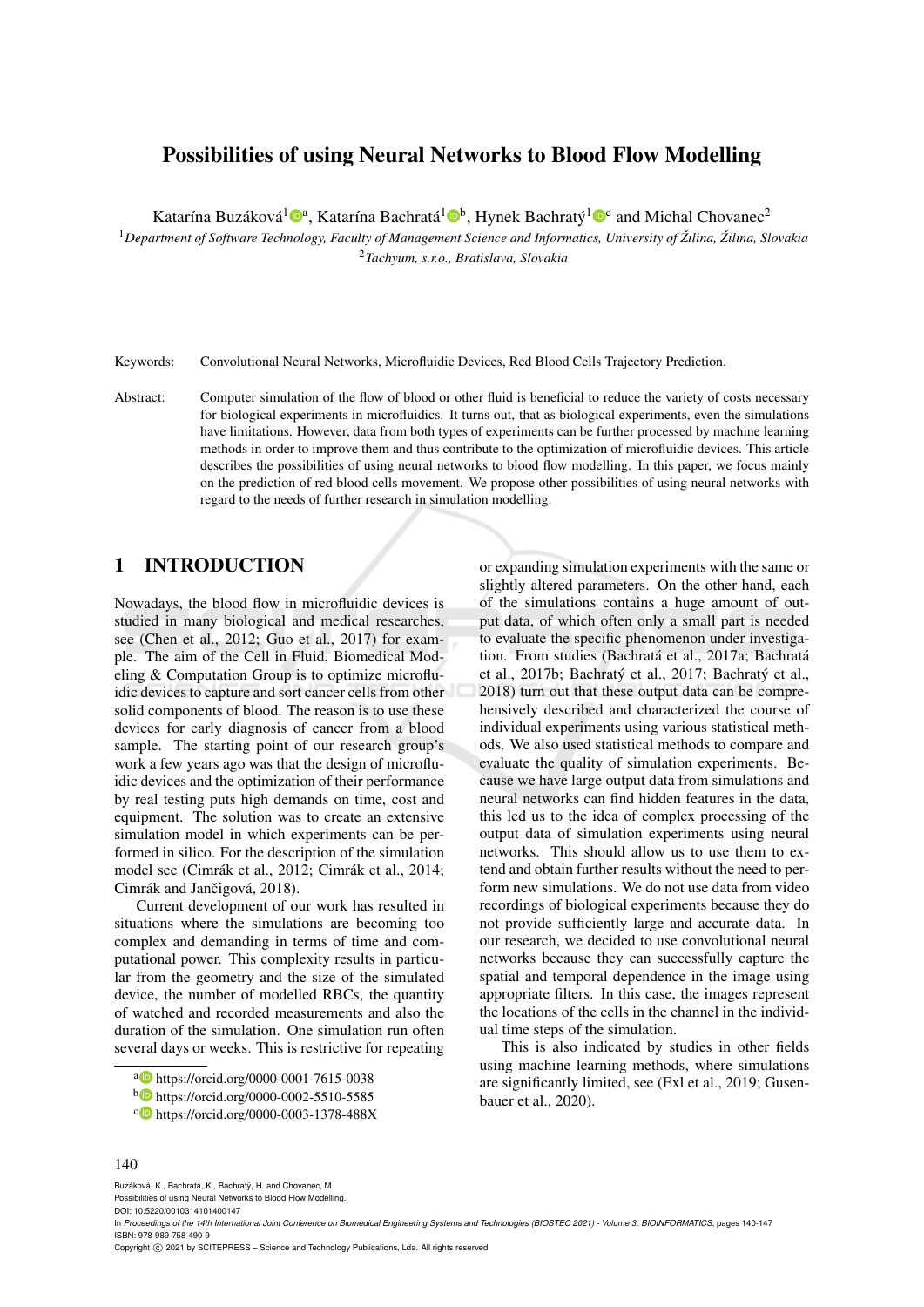# Possibilities of using Neural Networks to Blood Flow Modelling

Katarína Buzáková[1] [a], Katarína Bachratá[1] [b], Hynek Bachratý[1] [c] and Michal Chovanec[2]

[1]*Department of Software Technology, Faculty of Management Science and Informatics, University of Žilina, Žilina, Slovakia*
[2]*Tachyum, s.r.o., Bratislava, Slovakia*

Keywords: Convolutional Neural Networks, Microfluidic Devices, Red Blood Cells Trajectory Prediction.

Abstract: Computer simulation of the flow of blood or other fluid is beneficial to reduce the variety of costs necessary for biological experiments in microfluidics. It turns out, that as biological experiments, even the simulations have limitations. However, data from both types of experiments can be further processed by machine learning methods in order to improve them and thus contribute to the optimization of microfluidic devices. This article describes the possibilities of using neural networks to blood flow modelling. In this paper, we focus mainly on the prediction of red blood cells movement. We propose other possibilities of using neural networks with regard to the needs of further research in simulation modelling.

## 1 INTRODUCTION

Nowadays, the blood flow in microfluidic devices is studied in many biological and medical researches, see (Chen et al., 2012; Guo et al., 2017) for example. The aim of the Cell in Fluid, Biomedical Modeling & Computation Group is to optimize microfluidic devices to capture and sort cancer cells from other solid components of blood. The reason is to use these devices for early diagnosis of cancer from a blood sample. The starting point of our research group's work a few years ago was that the design of microfluidic devices and the optimization of their performance by real testing puts high demands on time, cost and equipment. The solution was to create an extensive simulation model in which experiments can be performed in silico. For the description of the simulation model see (Cimrák et al., 2012; Cimrák et al., 2014; Cimrák and Jančigová, 2018).

Current development of our work has resulted in situations where the simulations are becoming too complex and demanding in terms of time and computational power. This complexity results in particular from the geometry and the size of the simulated device, the number of modelled RBCs, the quantity of watched and recorded measurements and also the duration of the simulation. One simulation run often several days or weeks. This is restrictive for repeating or expanding simulation experiments with the same or slightly altered parameters. On the other hand, each of the simulations contains a huge amount of output data, of which often only a small part is needed to evaluate the specific phenomenon under investigation. From studies (Bachratá et al., 2017a; Bachratá et al., 2017b; Bachratý et al., 2017; Bachratý et al., 2018) turn out that these output data can be comprehensively described and characterized the course of individual experiments using various statistical methods. We also used statistical methods to compare and evaluate the quality of simulation experiments. Because we have large output data from simulations and neural networks can find hidden features in the data, this led us to the idea of complex processing of the output data of simulation experiments using neural networks. This should allow us to use them to extend and obtain further results without the need to perform new simulations. We do not use data from video recordings of biological experiments because they do not provide sufficiently large and accurate data. In our research, we decided to use convolutional neural networks because they can successfully capture the spatial and temporal dependence in the image using appropriate filters. In this case, the images represent the locations of the cells in the channel in the individual time steps of the simulation.

This is also indicated by studies in other fields using machine learning methods, where simulations are significantly limited, see (Exl et al., 2019; Gusenbauer et al., 2020).

---

[a] https://orcid.org/0000-0001-7615-0038
[b] https://orcid.org/0000-0002-5510-5585
[c] https://orcid.org/0000-0003-1378-488X

Buzáková, K., Bachratá, K., Bachratý, H. and Chovanec, M.
Possibilities of using Neural Networks to Blood Flow Modelling.
DOI: 10.5220/0010314101400147
In *Proceedings of the 14th International Joint Conference on Biomedical Engineering Systems and Technologies (BIOSTEC 2021) - Volume 3: BIOINFORMATICS*, pages 140-147
ISBN: 978-989-758-490-9
Copyright © 2021 by SCITEPRESS – Science and Technology Publications, Lda. All rights reserved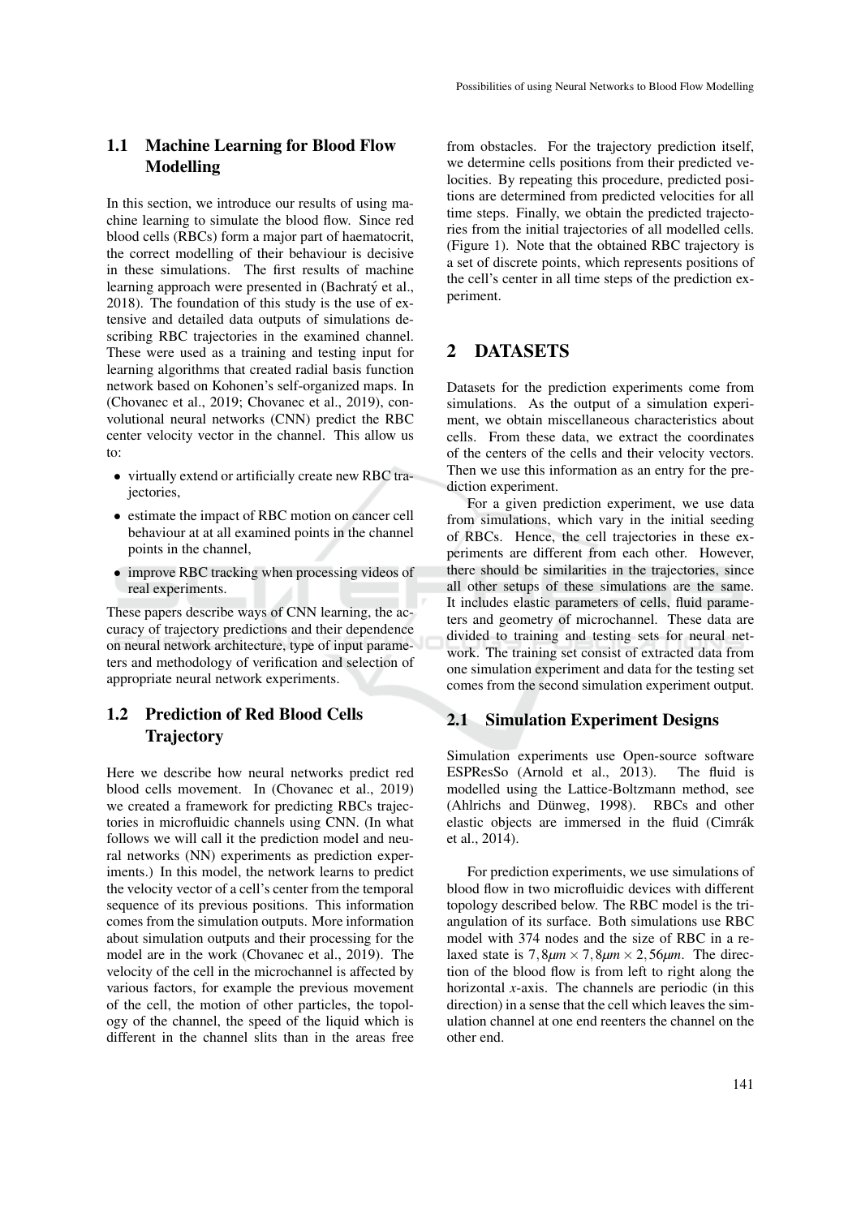## 1.1 Machine Learning for Blood Flow Modelling

In this section, we introduce our results of using machine learning to simulate the blood flow. Since red blood cells (RBCs) form a major part of haematocrit, the correct modelling of their behaviour is decisive in these simulations. The first results of machine learning approach were presented in (Bachratý et al., 2018). The foundation of this study is the use of extensive and detailed data outputs of simulations describing RBC trajectories in the examined channel. These were used as a training and testing input for learning algorithms that created radial basis function network based on Kohonen's self-organized maps. In (Chovanec et al., 2019; Chovanec et al., 2019), convolutional neural networks (CNN) predict the RBC center velocity vector in the channel. This allow us to:

- virtually extend or artificially create new RBC trajectories,
- estimate the impact of RBC motion on cancer cell behaviour at at all examined points in the channel points in the channel,
- improve RBC tracking when processing videos of real experiments.

These papers describe ways of CNN learning, the accuracy of trajectory predictions and their dependence on neural network architecture, type of input parameters and methodology of verification and selection of appropriate neural network experiments.

## 1.2 Prediction of Red Blood Cells Trajectory

Here we describe how neural networks predict red blood cells movement. In (Chovanec et al., 2019) we created a framework for predicting RBCs trajectories in microfluidic channels using CNN. (In what follows we will call it the prediction model and neural networks (NN) experiments as prediction experiments.) In this model, the network learns to predict the velocity vector of a cell's center from the temporal sequence of its previous positions. This information comes from the simulation outputs. More information about simulation outputs and their processing for the model are in the work (Chovanec et al., 2019). The velocity of the cell in the microchannel is affected by various factors, for example the previous movement of the cell, the motion of other particles, the topology of the channel, the speed of the liquid which is different in the channel slits than in the areas free from obstacles. For the trajectory prediction itself, we determine cells positions from their predicted velocities. By repeating this procedure, predicted positions are determined from predicted velocities for all time steps. Finally, we obtain the predicted trajectories from the initial trajectories of all modelled cells. (Figure 1). Note that the obtained RBC trajectory is a set of discrete points, which represents positions of the cell's center in all time steps of the prediction experiment.

# 2 DATASETS

Datasets for the prediction experiments come from simulations. As the output of a simulation experiment, we obtain miscellaneous characteristics about cells. From these data, we extract the coordinates of the centers of the cells and their velocity vectors. Then we use this information as an entry for the prediction experiment.

For a given prediction experiment, we use data from simulations, which vary in the initial seeding of RBCs. Hence, the cell trajectories in these experiments are different from each other. However, there should be similarities in the trajectories, since all other setups of these simulations are the same. It includes elastic parameters of cells, fluid parameters and geometry of microchannel. These data are divided to training and testing sets for neural network. The training set consist of extracted data from one simulation experiment and data for the testing set comes from the second simulation experiment output.

## 2.1 Simulation Experiment Designs

Simulation experiments use Open-source software ESPResSo (Arnold et al., 2013). The fluid is modelled using the Lattice-Boltzmann method, see (Ahlrichs and Dünweg, 1998). RBCs and other elastic objects are immersed in the fluid (Cimrák et al., 2014).

For prediction experiments, we use simulations of blood flow in two microfluidic devices with different topology described below. The RBC model is the triangulation of its surface. Both simulations use RBC model with 374 nodes and the size of RBC in a relaxed state is $7,8\mu m \times 7,8\mu m \times 2,56\mu m$. The direction of the blood flow is from left to right along the horizontal $x$-axis. The channels are periodic (in this direction) in a sense that the cell which leaves the simulation channel at one end reenters the channel on the other end.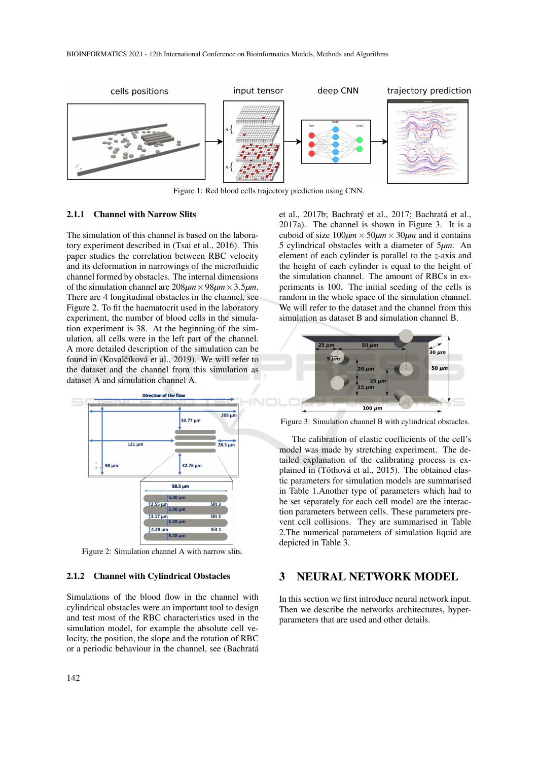Figure 1: Red blood cells trajectory prediction using CNN.

### 2.1.1 Channel with Narrow Slits

The simulation of this channel is based on the laboratory experiment described in (Tsai et al., 2016). This paper studies the correlation between RBC velocity and its deformation in narrowings of the microfluidic channel formed by obstacles. The internal dimensions of the simulation channel are $208\mu m \times 98\mu m \times 3.5\mu m$. There are 4 longitudinal obstacles in the channel, see Figure 2. To fit the haematocrit used in the laboratory experiment, the number of blood cells in the simulation experiment is 38. At the beginning of the simulation, all cells were in the left part of the channel. A more detailed description of the simulation can be found in (Kovalčíková et al., 2019). We will refer to the dataset and the channel from this simulation as dataset A and simulation channel A.

Figure 2: Simulation channel A with narrow slits.

### 2.1.2 Channel with Cylindrical Obstacles

Simulations of the blood flow in the channel with cylindrical obstacles were an important tool to design and test most of the RBC characteristics used in the simulation model, for example the absolute cell velocity, the position, the slope and the rotation of RBC or a periodic behaviour in the channel, see (Bachratá et al., 2017b; Bachratý et al., 2017; Bachratá et al., 2017a). The channel is shown in Figure 3. It is a cuboid of size $100\mu m \times 50\mu m \times 30\mu m$ and it contains 5 cylindrical obstacles with a diameter of $5\mu m$. An element of each cylinder is parallel to the $z$-axis and the height of each cylinder is equal to the height of the simulation channel. The amount of RBCs in experiments is 100. The initial seeding of the cells is random in the whole space of the simulation channel. We will refer to the dataset and the channel from this simulation as dataset B and simulation channel B.

Figure 3: Simulation channel B with cylindrical obstacles.

The calibration of elastic coefficients of the cell's model was made by stretching experiment. The detailed explanation of the calibrating process is explained in (Tóthová et al., 2015). The obtained elastic parameters for simulation models are summarised in Table 1.Another type of parameters which had to be set separately for each cell model are the interaction parameters between cells. These parameters prevent cell collisions. They are summarised in Table 2.The numerical parameters of simulation liquid are depicted in Table 3.

## 3 NEURAL NETWORK MODEL

In this section we first introduce neural network input. Then we describe the networks architectures, hyperparameters that are used and other details.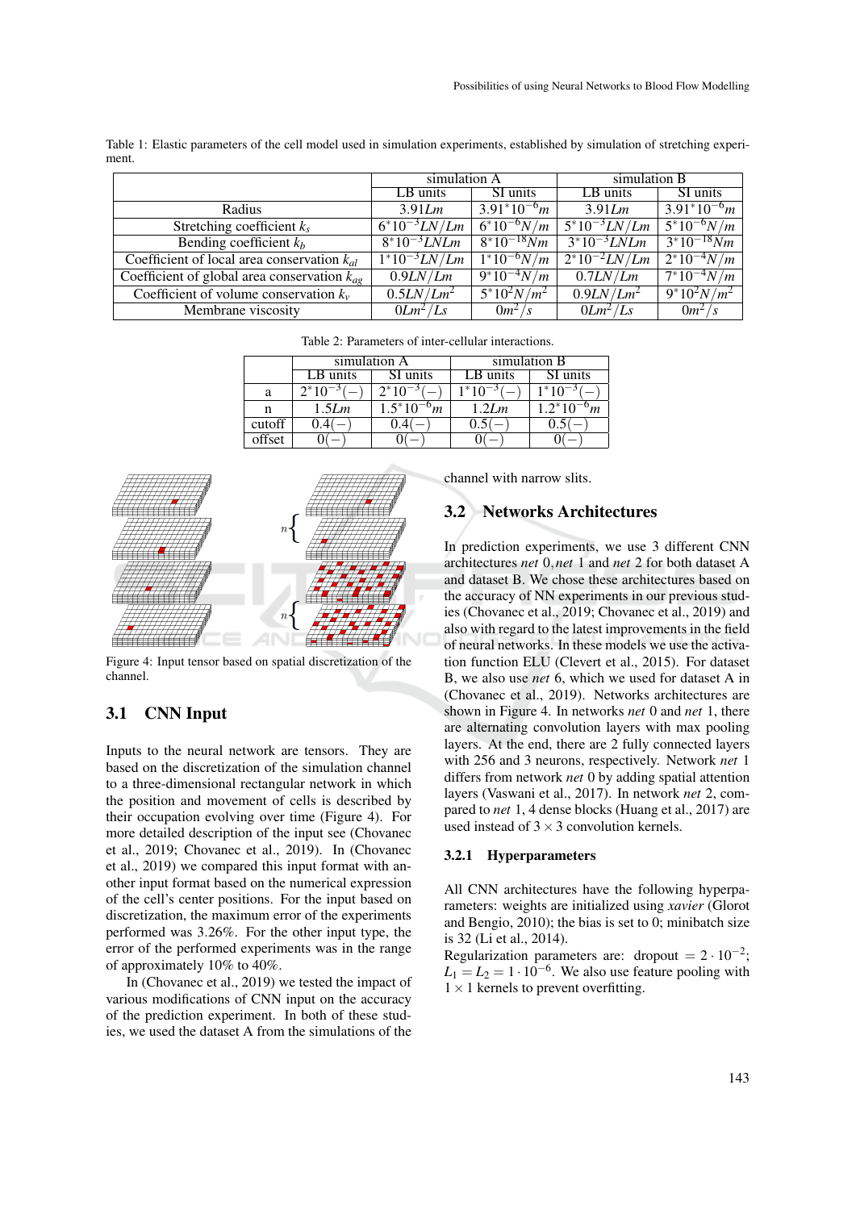Table 1: Elastic parameters of the cell model used in simulation experiments, established by simulation of stretching experiment.

| | simulation A | | simulation B | |
|---|---|---|---|---|
| | LB units | SI units | LB units | SI units |
| Radius | $3.91Lm$ | $3.91*10^{-6}m$ | $3.91Lm$ | $3.91*10^{-6}m$ |
| Stretching coefficient $k_s$ | $6*10^{-3}LN/Lm$ | $6*10^{-6}N/m$ | $5*10^{-3}LN/Lm$ | $5*10^{-6}N/m$ |
| Bending coefficient $k_b$ | $8*10^{-3}LNLm$ | $8*10^{-18}Nm$ | $3*10^{-3}LNLm$ | $3*10^{-18}Nm$ |
| Coefficient of local area conservation $k_{al}$ | $1*10^{-3}LN/Lm$ | $1*10^{-6}N/m$ | $2*10^{-2}LN/Lm$ | $2*10^{-4}N/m$ |
| Coefficient of global area conservation $k_{ag}$ | $0.9LN/Lm$ | $9*10^{-4}N/m$ | $0.7LN/Lm$ | $7*10^{-4}N/m$ |
| Coefficient of volume conservation $k_v$ | $0.5LN/Lm^2$ | $5*10^2N/m^2$ | $0.9LN/Lm^2$ | $9*10^2N/m^2$ |
| Membrane viscosity | $0Lm^2/Ls$ | $0m^2/s$ | $0Lm^2/Ls$ | $0m^2/s$ |

Table 2: Parameters of inter-cellular interactions.

| | simulation A | | simulation B | |
|---|---|---|---|---|
| | LB units | SI units | LB units | SI units |
| a | $2*10^{-3}(-)$ | $2*10^{-3}(-)$ | $1*10^{-3}(-)$ | $1*10^{-3}(-)$ |
| n | $1.5Lm$ | $1.5*10^{-6}m$ | $1.2Lm$ | $1.2*10^{-6}m$ |
| cutoff | $0.4(-)$ | $0.4(-)$ | $0.5(-)$ | $0.5(-)$ |
| offset | $0(-)$ | $0(-)$ | $0(-)$ | $0(-)$ |

Figure 4: Input tensor based on spatial discretization of the channel.

## 3.1 CNN Input

Inputs to the neural network are tensors. They are based on the discretization of the simulation channel to a three-dimensional rectangular network in which the position and movement of cells is described by their occupation evolving over time (Figure 4). For more detailed description of the input see (Chovanec et al., 2019; Chovanec et al., 2019). In (Chovanec et al., 2019) we compared this input format with another input format based on the numerical expression of the cell's center positions. For the input based on discretization, the maximum error of the experiments performed was 3.26%. For the other input type, the error of the performed experiments was in the range of approximately 10% to 40%.

In (Chovanec et al., 2019) we tested the impact of various modifications of CNN input on the accuracy of the prediction experiment. In both of these studies, we used the dataset A from the simulations of the channel with narrow slits.

## 3.2 Networks Architectures

In prediction experiments, we use 3 different CNN architectures *net* 0, *net* 1 and *net* 2 for both dataset A and dataset B. We chose these architectures based on the accuracy of NN experiments in our previous studies (Chovanec et al., 2019; Chovanec et al., 2019) and also with regard to the latest improvements in the field of neural networks. In these models we use the activation function ELU (Clevert et al., 2015). For dataset B, we also use *net* 6, which we used for dataset A in (Chovanec et al., 2019). Networks architectures are shown in Figure 4. In networks *net* 0 and *net* 1, there are alternating convolution layers with max pooling layers. At the end, there are 2 fully connected layers with 256 and 3 neurons, respectively. Network *net* 1 differs from network *net* 0 by adding spatial attention layers (Vaswani et al., 2017). In network *net* 2, compared to *net* 1, 4 dense blocks (Huang et al., 2017) are used instead of $3\times3$ convolution kernels.

### 3.2.1 Hyperparameters

All CNN architectures have the following hyperparameters: weights are initialized using *xavier* (Glorot and Bengio, 2010); the bias is set to 0; minibatch size is 32 (Li et al., 2014).

Regularization parameters are: dropout $= 2\cdot10^{-2}$; $L_1 = L_2 = 1\cdot10^{-6}$. We also use feature pooling with $1\times1$ kernels to prevent overfitting.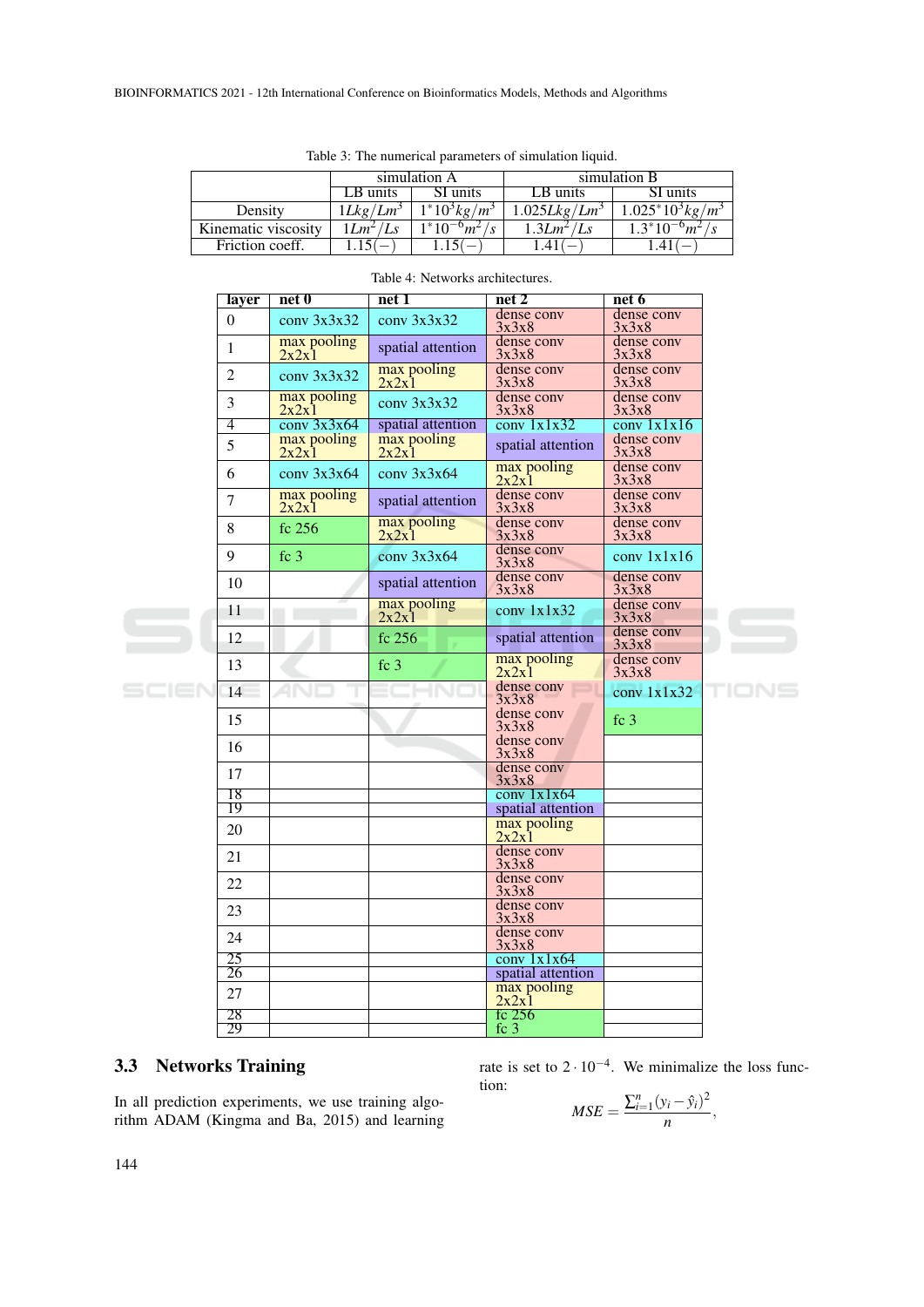Table 3: The numerical parameters of simulation liquid.

| | simulation A | | simulation B | |
|---|---|---|---|---|
| | LB units | SI units | LB units | SI units |
| Density | $1Lkg/Lm^3$ | $1^*10^3kg/m^3$ | $1.025Lkg/Lm^3$ | $1.025^*10^3kg/m^3$ |
| Kinematic viscosity | $1Lm^2/Ls$ | $1^*10^{-6}m^2/s$ | $1.3Lm^2/Ls$ | $1.3^*10^{-6}m^2/s$ |
| Friction coeff. | $1.15(-)$ | $1.15(-)$ | $1.41(-)$ | $1.41(-)$ |

Table 4: Networks architectures.

| layer | net 0 | net 1 | net 2 | net 6 |
|---|---|---|---|---|
| 0 | conv 3x3x32 | conv 3x3x32 | dense conv 3x3x8 | dense conv 3x3x8 |
| 1 | max pooling 2x2x1 | spatial attention | dense conv 3x3x8 | dense conv 3x3x8 |
| 2 | conv 3x3x32 | max pooling 2x2x1 | dense conv 3x3x8 | dense conv 3x3x8 |
| 3 | max pooling 2x2x1 | conv 3x3x32 | dense conv 3x3x8 | dense conv 3x3x8 |
| 4 | conv 3x3x64 | spatial attention | conv 1x1x32 | conv 1x1x16 |
| 5 | max pooling 2x2x1 | max pooling 2x2x1 | spatial attention | dense conv 3x3x8 |
| 6 | conv 3x3x64 | conv 3x3x64 | max pooling 2x2x1 | dense conv 3x3x8 |
| 7 | max pooling 2x2x1 | spatial attention | dense conv 3x3x8 | dense conv 3x3x8 |
| 8 | fc 256 | max pooling 2x2x1 | dense conv 3x3x8 | dense conv 3x3x8 |
| 9 | fc 3 | conv 3x3x64 | dense conv 3x3x8 | conv 1x1x16 |
| 10 | | spatial attention | dense conv 3x3x8 | dense conv 3x3x8 |
| 11 | | max pooling 2x2x1 | conv 1x1x32 | dense conv 3x3x8 |
| 12 | | fc 256 | spatial attention | dense conv 3x3x8 |
| 13 | | fc 3 | max pooling 2x2x1 | dense conv 3x3x8 |
| 14 | | | dense conv 3x3x8 | conv 1x1x32 |
| 15 | | | dense conv 3x3x8 | fc 3 |
| 16 | | | dense conv 3x3x8 | |
| 17 | | | dense conv 3x3x8 | |
| 18 | | | conv 1x1x64 | |
| 19 | | | spatial attention | |
| 20 | | | max pooling 2x2x1 | |
| 21 | | | dense conv 3x3x8 | |
| 22 | | | dense conv 3x3x8 | |
| 23 | | | dense conv 3x3x8 | |
| 24 | | | dense conv 3x3x8 | |
| 25 | | | conv 1x1x64 | |
| 26 | | | spatial attention | |
| 27 | | | max pooling 2x2x1 | |
| 28 | | | fc 256 | |
| 29 | | | fc 3 | |

### 3.3 Networks Training

In all prediction experiments, we use training algorithm ADAM (Kingma and Ba, 2015) and learning rate is set to $2 \cdot 10^{-4}$. We minimalize the loss function:

$$MSE = \frac{\sum_{i=1}^{n}(y_i - \hat{y}_i)^2}{n},$$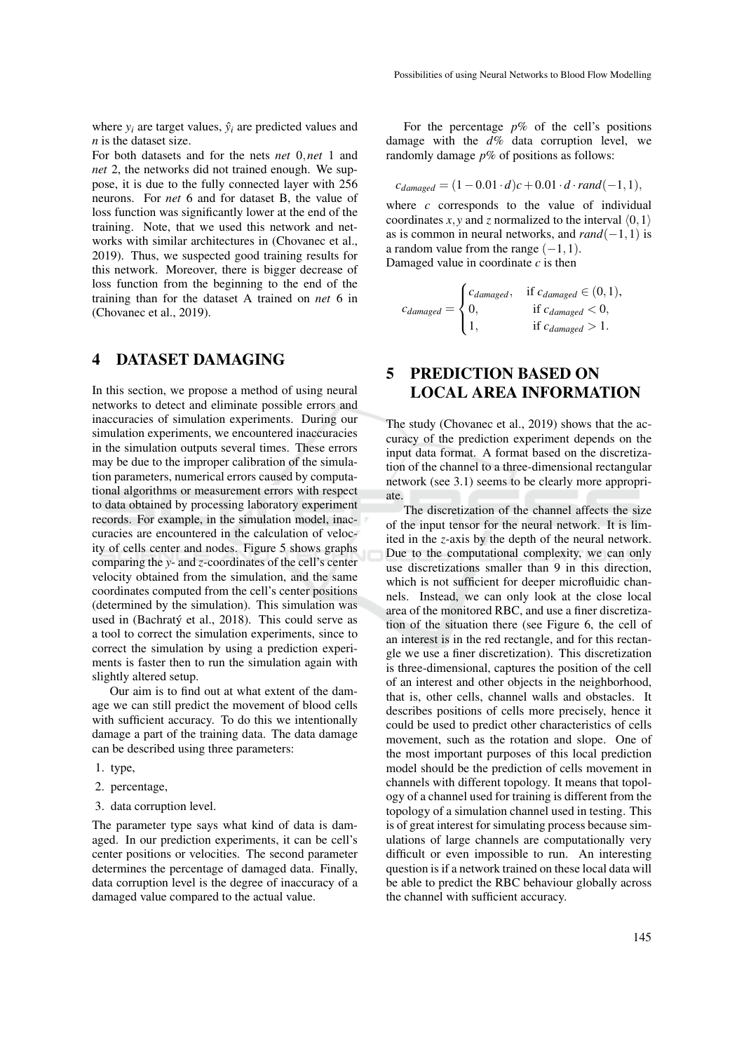where $y_i$ are target values, $\hat{y}_i$ are predicted values and $n$ is the dataset size.

For both datasets and for the nets *net* 0, *net* 1 and *net* 2, the networks did not trained enough. We suppose, it is due to the fully connected layer with 256 neurons. For *net* 6 and for dataset B, the value of loss function was significantly lower at the end of the training. Note, that we used this network and networks with similar architectures in (Chovanec et al., 2019). Thus, we suspected good training results for this network. Moreover, there is bigger decrease of loss function from the beginning to the end of the training than for the dataset A trained on *net* 6 in (Chovanec et al., 2019).

## 4 DATASET DAMAGING

In this section, we propose a method of using neural networks to detect and eliminate possible errors and inaccuracies of simulation experiments. During our simulation experiments, we encountered inaccuracies in the simulation outputs several times. These errors may be due to the improper calibration of the simulation parameters, numerical errors caused by computational algorithms or measurement errors with respect to data obtained by processing laboratory experiment records. For example, in the simulation model, inaccuracies are encountered in the calculation of velocity of cells center and nodes. Figure 5 shows graphs comparing the $y$- and $z$-coordinates of the cell's center velocity obtained from the simulation, and the same coordinates computed from the cell's center positions (determined by the simulation). This simulation was used in (Bachratý et al., 2018). This could serve as a tool to correct the simulation experiments, since to correct the simulation by using a prediction experiments is faster then to run the simulation again with slightly altered setup.

Our aim is to find out at what extent of the damage we can still predict the movement of blood cells with sufficient accuracy. To do this we intentionally damage a part of the training data. The data damage can be described using three parameters:

1. type,
2. percentage,
3. data corruption level.

The parameter type says what kind of data is damaged. In our prediction experiments, it can be cell's center positions or velocities. The second parameter determines the percentage of damaged data. Finally, data corruption level is the degree of inaccuracy of a damaged value compared to the actual value.

For the percentage $p\%$ of the cell's positions damage with the $d\%$ data corruption level, we randomly damage $p\%$ of positions as follows:

$$c_{damaged} = (1 - 0.01 \cdot d)c + 0.01 \cdot d \cdot rand(-1, 1),$$

where $c$ corresponds to the value of individual coordinates $x, y$ and $z$ normalized to the interval $\langle 0, 1 \rangle$ as is common in neural networks, and $rand(-1, 1)$ is a random value from the range $(-1, 1)$.

Damaged value in coordinate $c$ is then

$$c_{damaged} = \begin{cases} c_{damaged}, & \text{if } c_{damaged} \in (0, 1), \\ 0, & \text{if } c_{damaged} < 0, \\ 1, & \text{if } c_{damaged} > 1. \end{cases}$$

## 5 PREDICTION BASED ON LOCAL AREA INFORMATION

The study (Chovanec et al., 2019) shows that the accuracy of the prediction experiment depends on the input data format. A format based on the discretization of the channel to a three-dimensional rectangular network (see 3.1) seems to be clearly more appropriate.

The discretization of the channel affects the size of the input tensor for the neural network. It is limited in the $z$-axis by the depth of the neural network. Due to the computational complexity, we can only use discretizations smaller than 9 in this direction, which is not sufficient for deeper microfluidic channels. Instead, we can only look at the close local area of the monitored RBC, and use a finer discretization of the situation there (see Figure 6, the cell of an interest is in the red rectangle, and for this rectangle we use a finer discretization). This discretization is three-dimensional, captures the position of the cell of an interest and other objects in the neighborhood, that is, other cells, channel walls and obstacles. It describes positions of cells more precisely, hence it could be used to predict other characteristics of cells movement, such as the rotation and slope. One of the most important purposes of this local prediction model should be the prediction of cells movement in channels with different topology. It means that topology of a channel used for training is different from the topology of a simulation channel used in testing. This is of great interest for simulating process because simulations of large channels are computationally very difficult or even impossible to run. An interesting question is if a network trained on these local data will be able to predict the RBC behaviour globally across the channel with sufficient accuracy.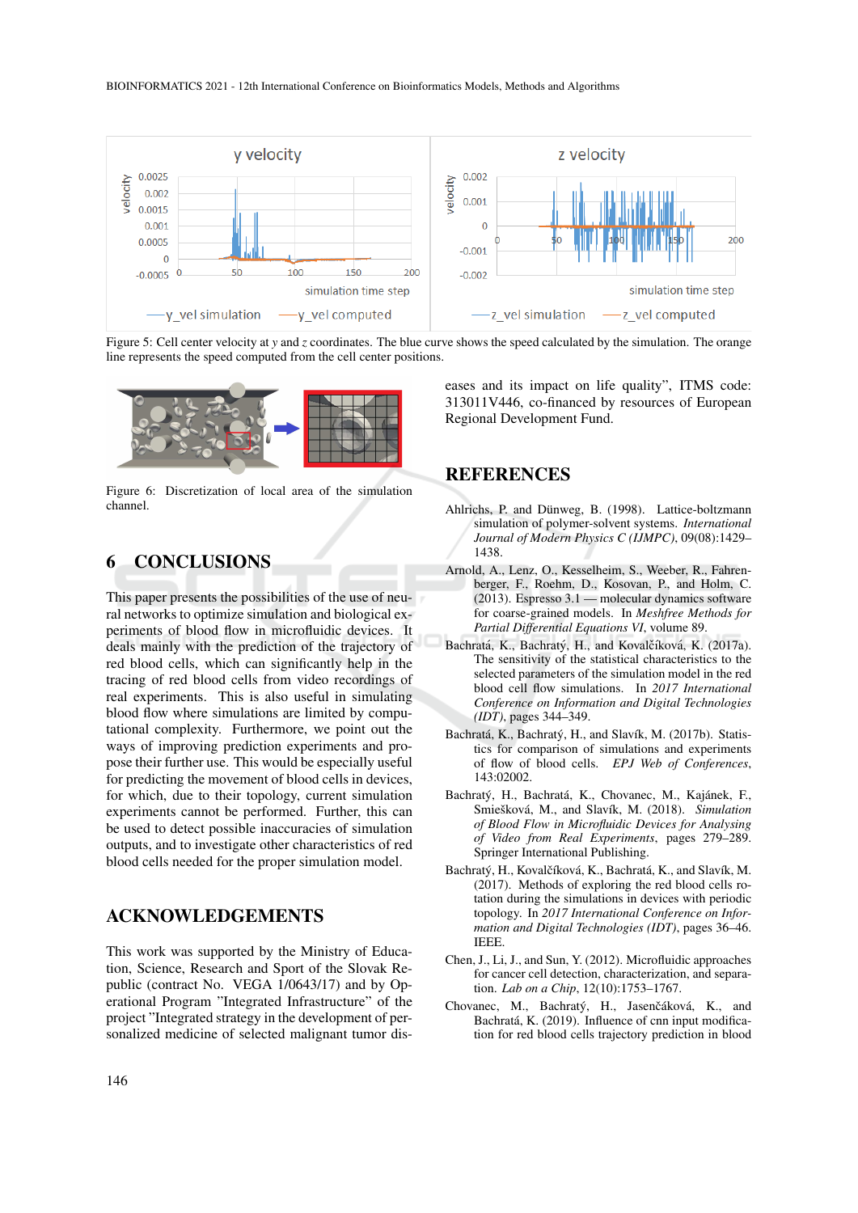Figure 5: Cell center velocity at $y$ and $z$ coordinates. The blue curve shows the speed calculated by the simulation. The orange line represents the speed computed from the cell center positions.

Figure 6: Discretization of local area of the simulation channel.

## 6 CONCLUSIONS

This paper presents the possibilities of the use of neural networks to optimize simulation and biological experiments of blood flow in microfluidic devices. It deals mainly with the prediction of the trajectory of red blood cells, which can significantly help in the tracing of red blood cells from video recordings of real experiments. This is also useful in simulating blood flow where simulations are limited by computational complexity. Furthermore, we point out the ways of improving prediction experiments and propose their further use. This would be especially useful for predicting the movement of blood cells in devices, for which, due to their topology, current simulation experiments cannot be performed. Further, this can be used to detect possible inaccuracies of simulation outputs, and to investigate other characteristics of red blood cells needed for the proper simulation model.

## ACKNOWLEDGEMENTS

This work was supported by the Ministry of Education, Science, Research and Sport of the Slovak Republic (contract No. VEGA 1/0643/17) and by Operational Program "Integrated Infrastructure" of the project "Integrated strategy in the development of personalized medicine of selected malignant tumor diseases and its impact on life quality", ITMS code: 313011V446, co-financed by resources of European Regional Development Fund.

## REFERENCES

Ahlrichs, P. and Dünweg, B. (1998). Lattice-boltzmann simulation of polymer-solvent systems. *International Journal of Modern Physics C (IJMPC)*, 09(08):1429–1438.

Arnold, A., Lenz, O., Kesselheim, S., Weeber, R., Fahrenberger, F., Roehm, D., Kosovan, P., and Holm, C. (2013). Espresso 3.1 — molecular dynamics software for coarse-grained models. In *Meshfree Methods for Partial Differential Equations VI*, volume 89.

Bachratá, K., Bachratý, H., and Kovalčíková, K. (2017a). The sensitivity of the statistical characteristics to the selected parameters of the simulation model in the red blood cell flow simulations. In *2017 International Conference on Information and Digital Technologies (IDT)*, pages 344–349.

Bachratá, K., Bachratý, H., and Slavík, M. (2017b). Statistics for comparison of simulations and experiments of flow of blood cells. *EPJ Web of Conferences*, 143:02002.

Bachratý, H., Bachratá, K., Chovanec, M., Kajánek, F., Smiešková, M., and Slavík, M. (2018). *Simulation of Blood Flow in Microfluidic Devices for Analysing of Video from Real Experiments*, pages 279–289. Springer International Publishing.

Bachratý, H., Kovalčíková, K., Bachratá, K., and Slavík, M. (2017). Methods of exploring the red blood cells rotation during the simulations in devices with periodic topology. In *2017 International Conference on Information and Digital Technologies (IDT)*, pages 36–46. IEEE.

Chen, J., Li, J., and Sun, Y. (2012). Microfluidic approaches for cancer cell detection, characterization, and separation. *Lab on a Chip*, 12(10):1753–1767.

Chovanec, M., Bachratý, H., Jasenčáková, K., and Bachratá, K. (2019). Influence of cnn input modification for red blood cells trajectory prediction in blood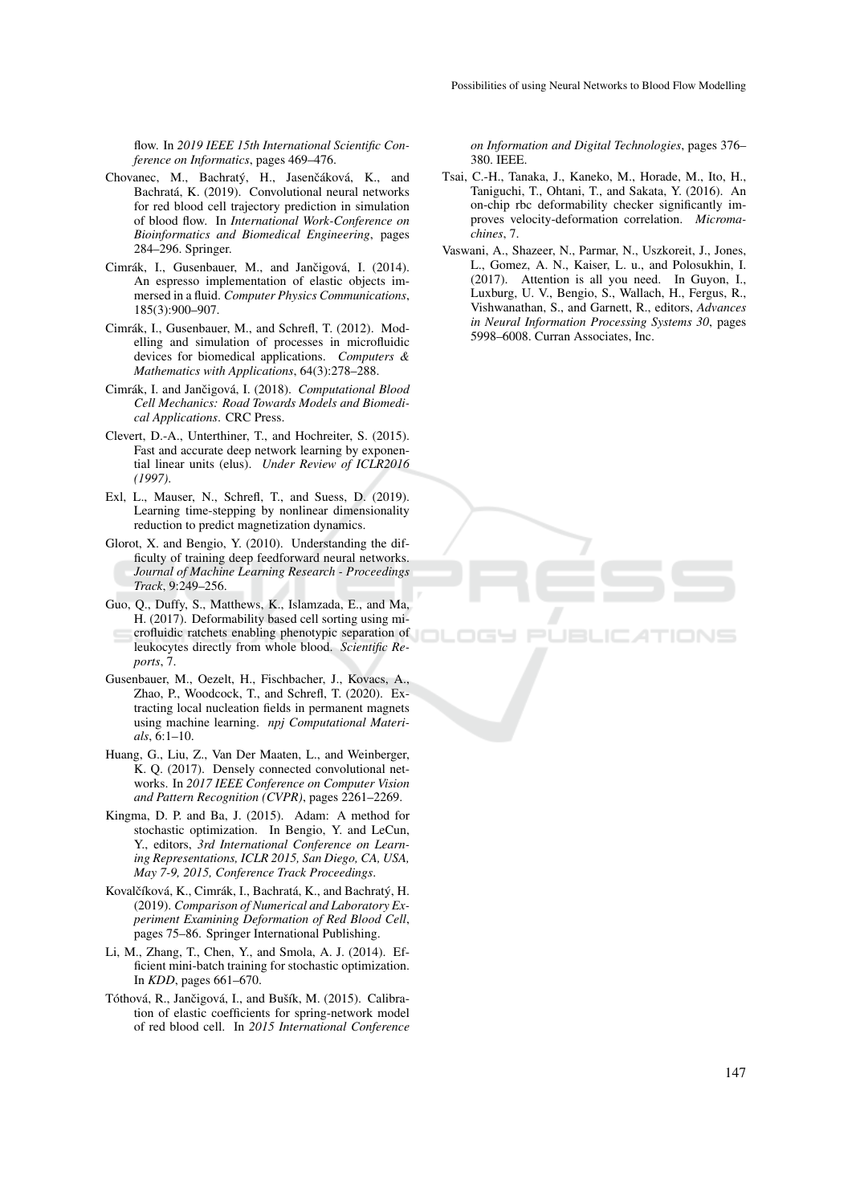flow. In *2019 IEEE 15th International Scientific Conference on Informatics*, pages 469–476.

Chovanec, M., Bachratý, H., Jasenčáková, K., and Bachratá, K. (2019). Convolutional neural networks for red blood cell trajectory prediction in simulation of blood flow. In *International Work-Conference on Bioinformatics and Biomedical Engineering*, pages 284–296. Springer.

Cimrák, I., Gusenbauer, M., and Jančigová, I. (2014). An espresso implementation of elastic objects immersed in a fluid. *Computer Physics Communications*, 185(3):900–907.

Cimrák, I., Gusenbauer, M., and Schrefl, T. (2012). Modelling and simulation of processes in microfluidic devices for biomedical applications. *Computers & Mathematics with Applications*, 64(3):278–288.

Cimrák, I. and Jančigová, I. (2018). *Computational Blood Cell Mechanics: Road Towards Models and Biomedical Applications*. CRC Press.

Clevert, D.-A., Unterthiner, T., and Hochreiter, S. (2015). Fast and accurate deep network learning by exponential linear units (elus). *Under Review of ICLR2016 (1997)*.

Exl, L., Mauser, N., Schrefl, T., and Suess, D. (2019). Learning time-stepping by nonlinear dimensionality reduction to predict magnetization dynamics.

Glorot, X. and Bengio, Y. (2010). Understanding the difficulty of training deep feedforward neural networks. *Journal of Machine Learning Research - Proceedings Track*, 9:249–256.

Guo, Q., Duffy, S., Matthews, K., Islamzada, E., and Ma, H. (2017). Deformability based cell sorting using microfluidic ratchets enabling phenotypic separation of leukocytes directly from whole blood. *Scientific Reports*, 7.

Gusenbauer, M., Oezelt, H., Fischbacher, J., Kovacs, A., Zhao, P., Woodcock, T., and Schrefl, T. (2020). Extracting local nucleation fields in permanent magnets using machine learning. *npj Computational Materials*, 6:1–10.

Huang, G., Liu, Z., Van Der Maaten, L., and Weinberger, K. Q. (2017). Densely connected convolutional networks. In *2017 IEEE Conference on Computer Vision and Pattern Recognition (CVPR)*, pages 2261–2269.

Kingma, D. P. and Ba, J. (2015). Adam: A method for stochastic optimization. In Bengio, Y. and LeCun, Y., editors, *3rd International Conference on Learning Representations, ICLR 2015, San Diego, CA, USA, May 7-9, 2015, Conference Track Proceedings*.

Kovalčíková, K., Cimrák, I., Bachratá, K., and Bachratý, H. (2019). *Comparison of Numerical and Laboratory Experiment Examining Deformation of Red Blood Cell*, pages 75–86. Springer International Publishing.

Li, M., Zhang, T., Chen, Y., and Smola, A. J. (2014). Efficient mini-batch training for stochastic optimization. In *KDD*, pages 661–670.

Tóthová, R., Jančigová, I., and Bušík, M. (2015). Calibration of elastic coefficients for spring-network model of red blood cell. In *2015 International Conference on Information and Digital Technologies*, pages 376–380. IEEE.

Tsai, C.-H., Tanaka, J., Kaneko, M., Horade, M., Ito, H., Taniguchi, T., Ohtani, T., and Sakata, Y. (2016). An on-chip rbc deformability checker significantly improves velocity-deformation correlation. *Micromachines*, 7.

Vaswani, A., Shazeer, N., Parmar, N., Uszkoreit, J., Jones, L., Gomez, A. N., Kaiser, L. u., and Polosukhin, I. (2017). Attention is all you need. In Guyon, I., Luxburg, U. V., Bengio, S., Wallach, H., Fergus, R., Vishwanathan, S., and Garnett, R., editors, *Advances in Neural Information Processing Systems 30*, pages 5998–6008. Curran Associates, Inc.